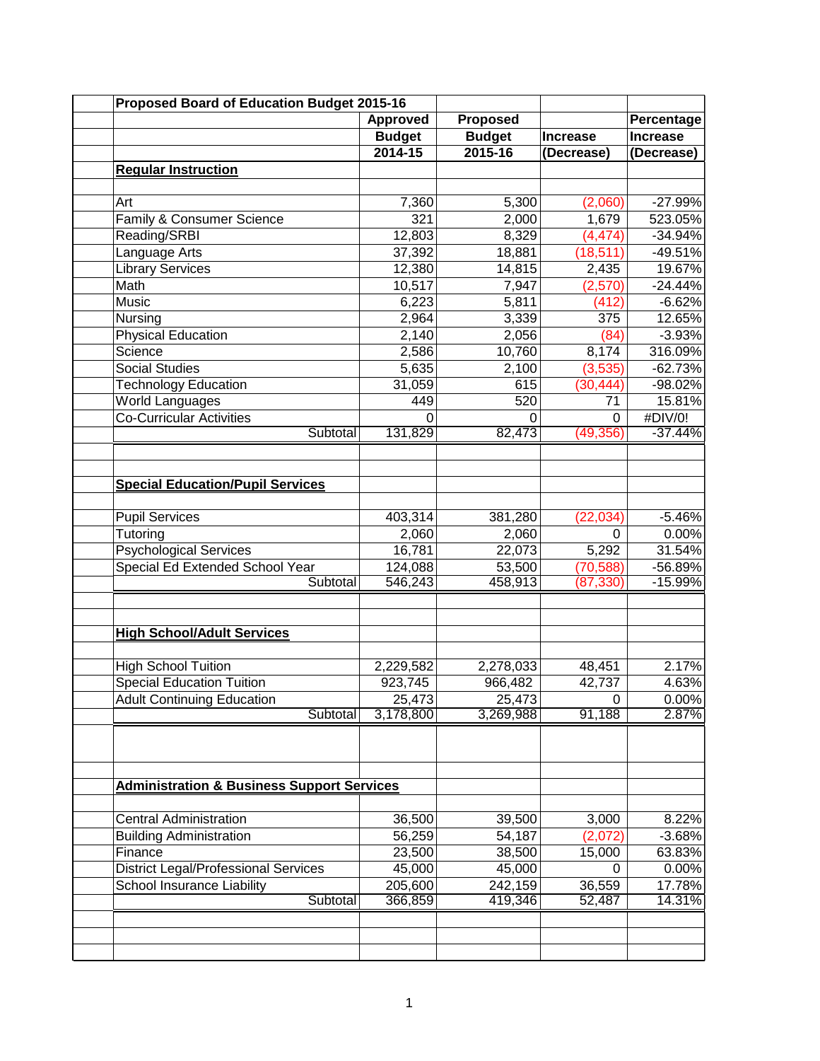| Proposed Board of Education Budget 2015-16 | | | | |
|---|---|---|---|---|
| | Approved Budget 2014-15 | Proposed Budget 2015-16 | Increase (Decrease) | Percentage Increase (Decrease) |
| **Regular Instruction** | | | | |
| Art | 7,360 | 5,300 | (2,060) | -27.99% |
| Family & Consumer Science | 321 | 2,000 | 1,679 | 523.05% |
| Reading/SRBI | 12,803 | 8,329 | (4,474) | -34.94% |
| Language Arts | 37,392 | 18,881 | (18,511) | -49.51% |
| Library Services | 12,380 | 14,815 | 2,435 | 19.67% |
| Math | 10,517 | 7,947 | (2,570) | -24.44% |
| Music | 6,223 | 5,811 | (412) | -6.62% |
| Nursing | 2,964 | 3,339 | 375 | 12.65% |
| Physical Education | 2,140 | 2,056 | (84) | -3.93% |
| Science | 2,586 | 10,760 | 8,174 | 316.09% |
| Social Studies | 5,635 | 2,100 | (3,535) | -62.73% |
| Technology Education | 31,059 | 615 | (30,444) | -98.02% |
| World Languages | 449 | 520 | 71 | 15.81% |
| Co-Curricular Activities | 0 | 0 | 0 | #DIV/0! |
| Subtotal | 131,829 | 82,473 | (49,356) | -37.44% |
| **Special Education/Pupil Services** | | | | |
| Pupil Services | 403,314 | 381,280 | (22,034) | -5.46% |
| Tutoring | 2,060 | 2,060 | 0 | 0.00% |
| Psychological Services | 16,781 | 22,073 | 5,292 | 31.54% |
| Special Ed Extended School Year | 124,088 | 53,500 | (70,588) | -56.89% |
| Subtotal | 546,243 | 458,913 | (87,330) | -15.99% |
| **High School/Adult Services** | | | | |
| High School Tuition | 2,229,582 | 2,278,033 | 48,451 | 2.17% |
| Special Education Tuition | 923,745 | 966,482 | 42,737 | 4.63% |
| Adult Continuing Education | 25,473 | 25,473 | 0 | 0.00% |
| Subtotal | 3,178,800 | 3,269,988 | 91,188 | 2.87% |
| **Administration & Business Support Services** | | | | |
| Central Administration | 36,500 | 39,500 | 3,000 | 8.22% |
| Building Administration | 56,259 | 54,187 | (2,072) | -3.68% |
| Finance | 23,500 | 38,500 | 15,000 | 63.83% |
| District Legal/Professional Services | 45,000 | 45,000 | 0 | 0.00% |
| School Insurance Liability | 205,600 | 242,159 | 36,559 | 17.78% |
| Subtotal | 366,859 | 419,346 | 52,487 | 14.31% |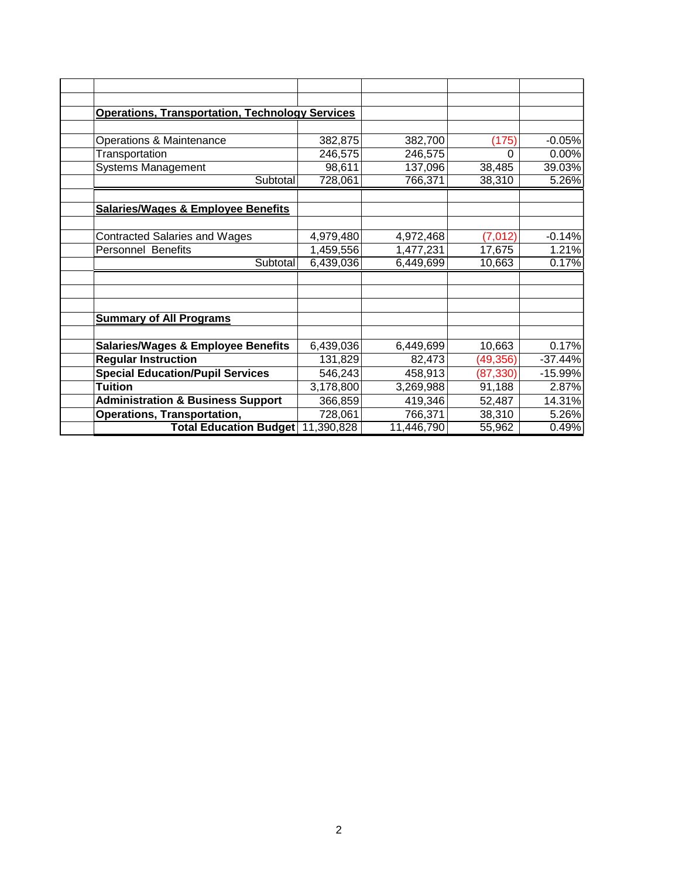| | | | | | |
|---|---|---|---|---|---|
| | | | | | |
| | | | | | |
| | **Operations, Transportation, Technology Services** | | | | |
| | | | | | |
| | Operations & Maintenance | 382,875 | 382,700 | (175) | -0.05% |
| | Transportation | 246,575 | 246,575 | 0 | 0.00% |
| | Systems Management | 98,611 | 137,096 | 38,485 | 39.03% |
| | Subtotal | 728,061 | 766,371 | 38,310 | 5.26% |
| | | | | | |
| | **Salaries/Wages & Employee Benefits** | | | | |
| | | | | | |
| | Contracted Salaries and Wages | 4,979,480 | 4,972,468 | (7,012) | -0.14% |
| | Personnel Benefits | 1,459,556 | 1,477,231 | 17,675 | 1.21% |
| | Subtotal | 6,439,036 | 6,449,699 | 10,663 | 0.17% |
| | | | | | |
| | | | | | |
| | | | | | |
| | **Summary of All Programs** | | | | |
| | | | | | |
| | **Salaries/Wages & Employee Benefits** | 6,439,036 | 6,449,699 | 10,663 | 0.17% |
| | **Regular Instruction** | 131,829 | 82,473 | (49,356) | -37.44% |
| | **Special Education/Pupil Services** | 546,243 | 458,913 | (87,330) | -15.99% |
| | **Tuition** | 3,178,800 | 3,269,988 | 91,188 | 2.87% |
| | **Administration & Business Support** | 366,859 | 419,346 | 52,487 | 14.31% |
| | **Operations, Transportation,** | 728,061 | 766,371 | 38,310 | 5.26% |
| | **Total Education Budget** | 11,390,828 | 11,446,790 | 55,962 | 0.49% |